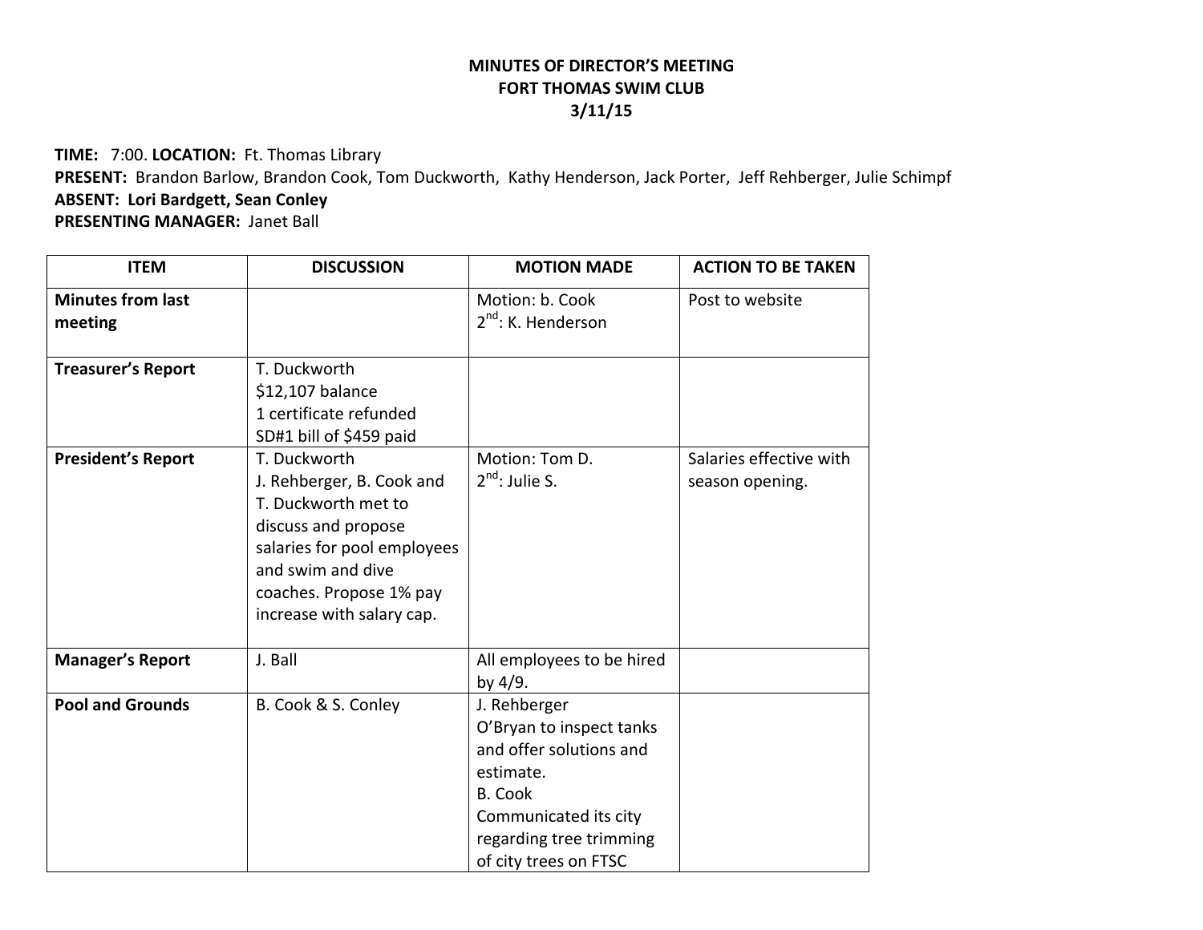**MINUTES OF DIRECTOR'S MEETING**
**FORT THOMAS SWIM CLUB**
**3/11/15**

**TIME:** 7:00. **LOCATION:** Ft. Thomas Library
**PRESENT:** Brandon Barlow, Brandon Cook, Tom Duckworth, Kathy Henderson, Jack Porter, Jeff Rehberger, Julie Schimpf
**ABSENT: Lori Bardgett, Sean Conley**
**PRESENTING MANAGER:** Janet Ball

| ITEM | DISCUSSION | MOTION MADE | ACTION TO BE TAKEN |
|---|---|---|---|
| **Minutes from last meeting** | | Motion: b. Cook<br>2nd: K. Henderson | Post to website |
| **Treasurer's Report** | T. Duckworth<br>$12,107 balance<br>1 certificate refunded<br>SD#1 bill of $459 paid | | |
| **President's Report** | T. Duckworth<br>J. Rehberger, B. Cook and T. Duckworth met to discuss and propose salaries for pool employees and swim and dive coaches. Propose 1% pay increase with salary cap. | Motion: Tom D.<br>2nd: Julie S. | Salaries effective with season opening. |
| **Manager's Report** | J. Ball | All employees to be hired by 4/9. | |
| **Pool and Grounds** | B. Cook & S. Conley | J. Rehberger<br>O'Bryan to inspect tanks and offer solutions and estimate.<br>B. Cook<br>Communicated its city regarding tree trimming of city trees on FTSC | |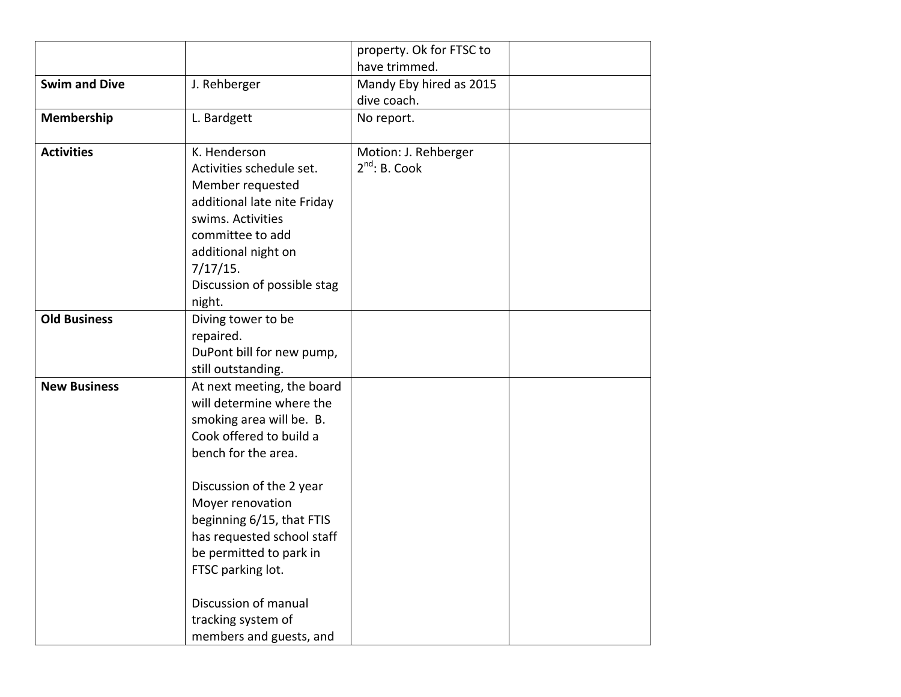| | | | |
|---|---|---|---|
| | | property. Ok for FTSC to have trimmed. | |
| **Swim and Dive** | J. Rehberger | Mandy Eby hired as 2015 dive coach. | |
| **Membership** | L. Bardgett | No report. | |
| **Activities** | K. Henderson<br>Activities schedule set. Member requested additional late nite Friday swims. Activities committee to add additional night on 7/17/15.<br>Discussion of possible stag night. | Motion: J. Rehberger<br>2nd: B. Cook | |
| **Old Business** | Diving tower to be repaired.<br>DuPont bill for new pump, still outstanding. | | |
| **New Business** | At next meeting, the board will determine where the smoking area will be. B. Cook offered to build a bench for the area.<br><br>Discussion of the 2 year Moyer renovation beginning 6/15, that FTIS has requested school staff be permitted to park in FTSC parking lot.<br><br>Discussion of manual tracking system of members and guests, and | | |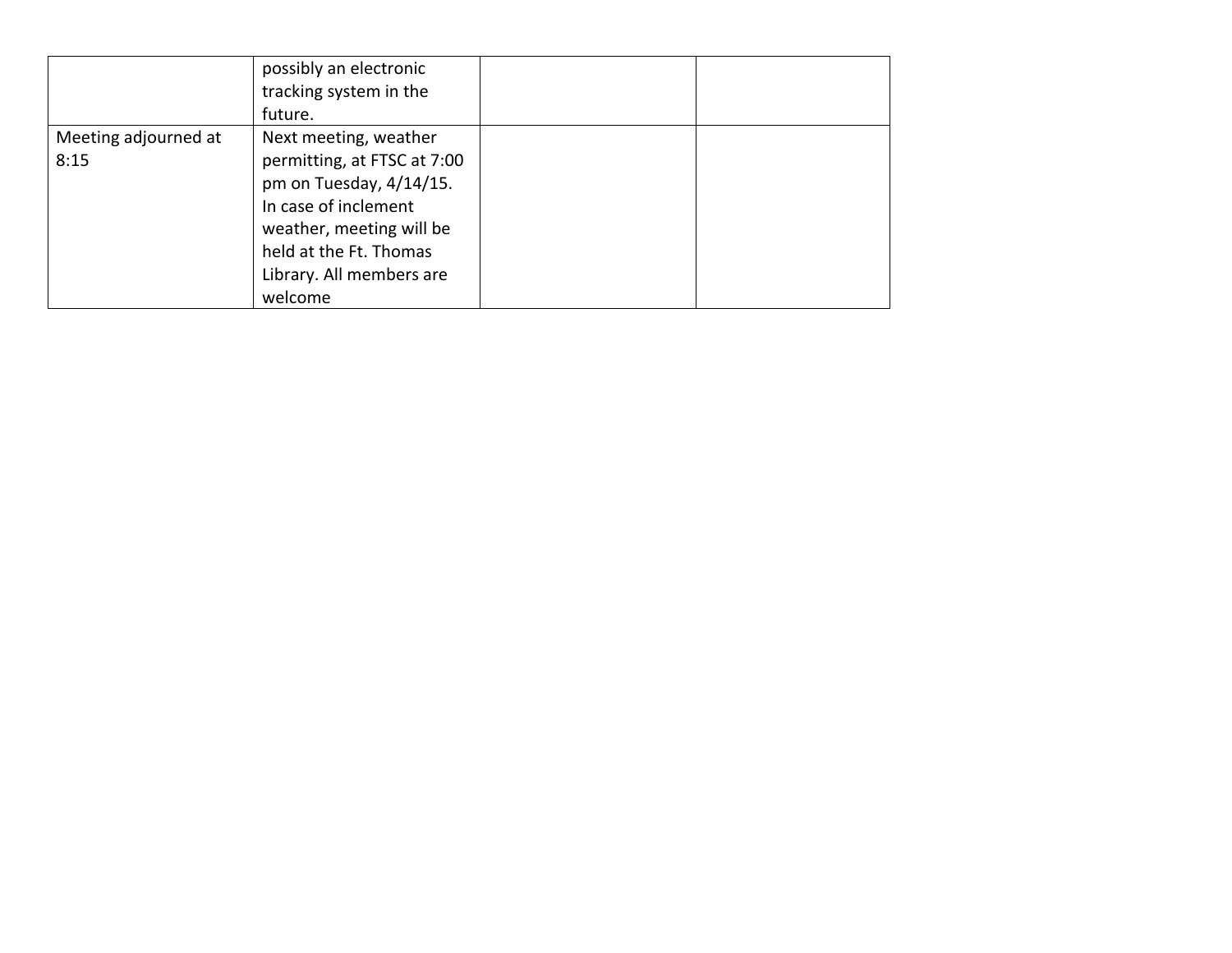| | | | |
|---|---|---|---|
| | possibly an electronic tracking system in the future. | | |
| Meeting adjourned at 8:15 | Next meeting, weather permitting, at FTSC at 7:00 pm on Tuesday, 4/14/15. In case of inclement weather, meeting will be held at the Ft. Thomas Library. All members are welcome | | |